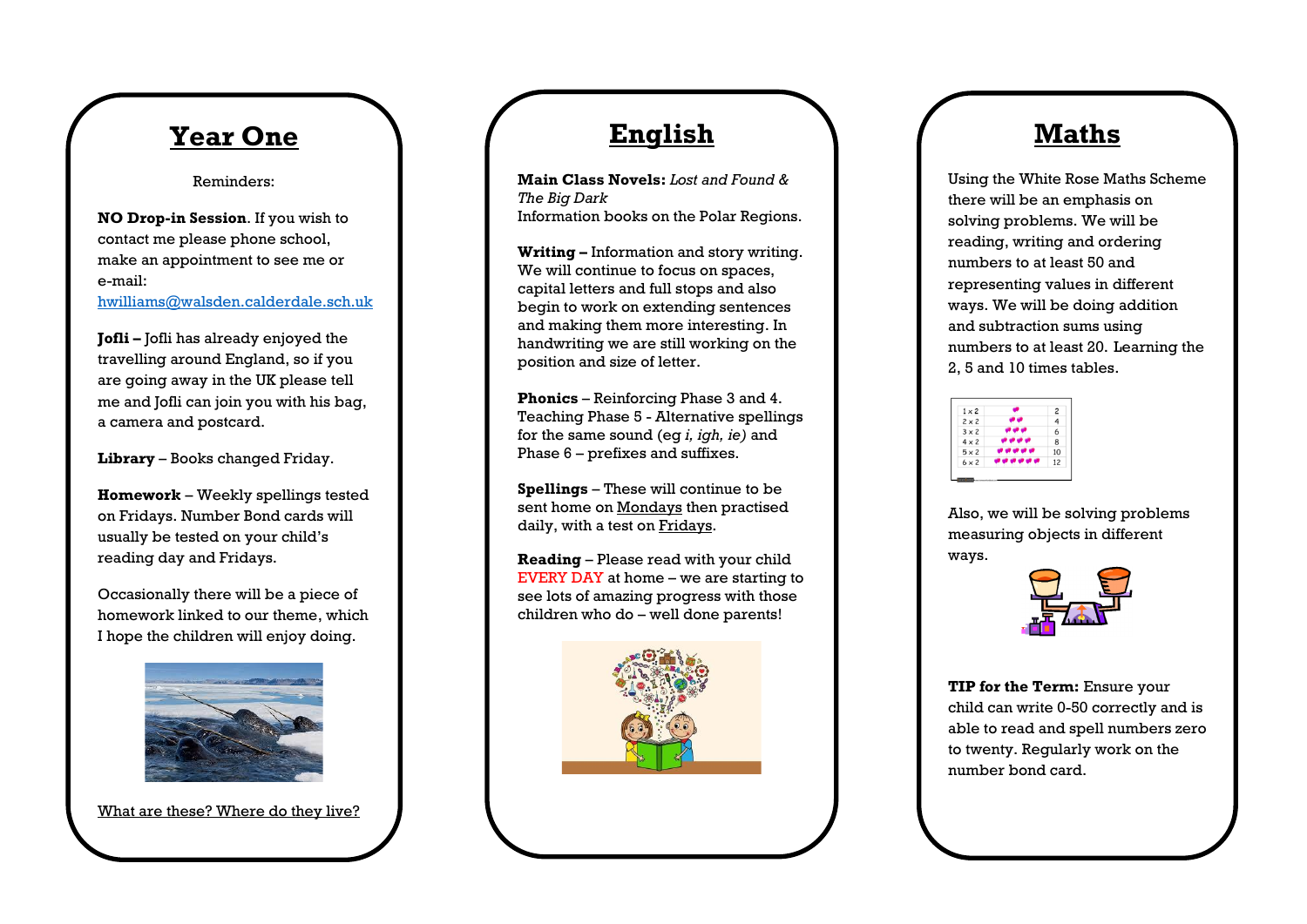# Year One

Reminders:

**NO Drop-in Session**. If you wish to contact me please phone school, make an appointment to see me or e-mail: [hwilliams@walsden.calderdale.sch.uk](mailto:hwilliams@walsden.calderdale.sch.uk)

**Jofli –** Jofli has already enjoyed the travelling around England, so if you are going away in the UK please tell me and Jofli can join you with his bag, a camera and postcard.

**Library** – Books changed Friday.

**Homework** – Weekly spellings tested on Fridays. Number Bond cards will usually be tested on your child's reading day and Fridays.

Occasionally there will be a piece of homework linked to our theme, which I hope the children will enjoy doing.

What are these? Where do they live?

# English

**Main Class Novels:** *Lost and Found & The Big Dark*
Information books on the Polar Regions.

**Writing –** Information and story writing. We will continue to focus on spaces, capital letters and full stops and also begin to work on extending sentences and making them more interesting. In handwriting we are still working on the position and size of letter.

**Phonics** – Reinforcing Phase 3 and 4. Teaching Phase 5 - Alternative spellings for the same sound (eg *i, igh, ie)* and Phase 6 – prefixes and suffixes.

**Spellings** – These will continue to be sent home on Mondays then practised daily, with a test on Fridays.

**Reading** – Please read with your child EVERY DAY at home – we are starting to see lots of amazing progress with those children who do – well done parents!

# Maths

Using the White Rose Maths Scheme there will be an emphasis on solving problems. We will be reading, writing and ordering numbers to at least 50 and representing values in different ways. We will be doing addition and subtraction sums using numbers to at least 20. Learning the 2, 5 and 10 times tables.

Also, we will be solving problems measuring objects in different ways.

**TIP for the Term:** Ensure your child can write 0-50 correctly and is able to read and spell numbers zero to twenty. Regularly work on the number bond card.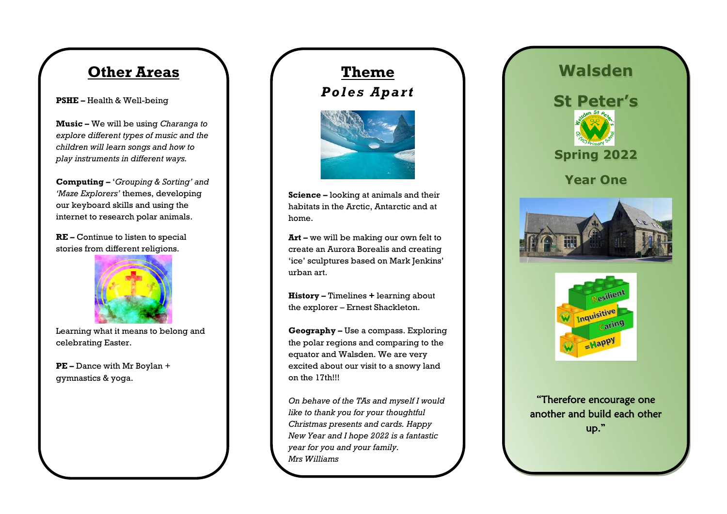## Other Areas

**PSHE –** Health & Well-being

**Music –** We will be using *Charanga to explore different types of music and the children will learn songs and how to play instruments in different ways.*

**Computing –** '*Grouping & Sorting' and 'Maze Explorers'* themes, developing our keyboard skills and using the internet to research polar animals.

**RE –** Continue to listen to special stories from different religions.

Learning what it means to belong and celebrating Easter.

**PE –** Dance with Mr Boylan + gymnastics & yoga.

## Theme

### *Poles Apart*

**Science –** looking at animals and their habitats in the Arctic, Antarctic and at home.

**Art –** we will be making our own felt to create an Aurora Borealis and creating 'ice' sculptures based on Mark Jenkins' urban art.

**History –** Timelines + learning about the explorer – Ernest Shackleton.

**Geography –** Use a compass. Exploring the polar regions and comparing to the equator and Walsden. We are very excited about our visit to a snowy land on the 17th!!!

*On behave of the TAs and myself I would like to thank you for your thoughtful Christmas presents and cards. Happy New Year and I hope 2022 is a fantastic year for you and your family.*
*Mrs Williams*

# Walsden St Peter's

## Spring 2022

## Year One

Resilient
Inquisitive
Caring
=Happy

"Therefore encourage one another and build each other up."